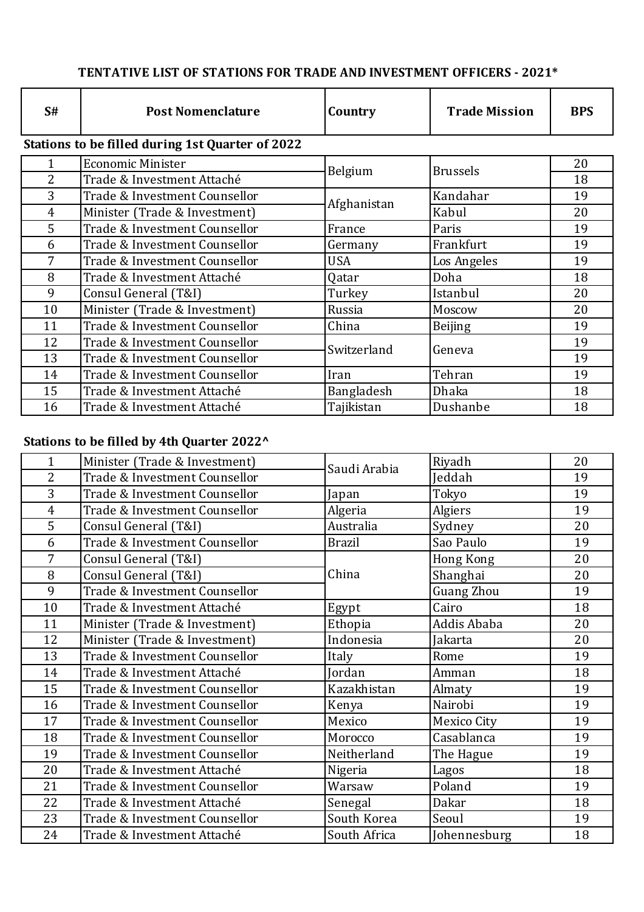**TENTATIVE LIST OF STATIONS FOR TRADE AND INVESTMENT OFFICERS - 2021***

**Stations to be filled during 1st Quarter of 2022**

| S# | Post Nomenclature | Country | Trade Mission | BPS |
|---|---|---|---|---|
| 1 | Economic Minister | Belgium | Brussels | 20 |
| 2 | Trade & Investment Attaché | | | 18 |
| 3 | Trade & Investment Counsellor | Afghanistan | Kandahar | 19 |
| 4 | Minister (Trade & Investment) | | Kabul | 20 |
| 5 | Trade & Investment Counsellor | France | Paris | 19 |
| 6 | Trade & Investment Counsellor | Germany | Frankfurt | 19 |
| 7 | Trade & Investment Counsellor | USA | Los Angeles | 19 |
| 8 | Trade & Investment Attaché | Qatar | Doha | 18 |
| 9 | Consul General (T&I) | Turkey | Istanbul | 20 |
| 10 | Minister (Trade & Investment) | Russia | Moscow | 20 |
| 11 | Trade & Investment Counsellor | China | Beijing | 19 |
| 12 | Trade & Investment Counsellor | Switzerland | Geneva | 19 |
| 13 | Trade & Investment Counsellor | | | 19 |
| 14 | Trade & Investment Counsellor | Iran | Tehran | 19 |
| 15 | Trade & Investment Attaché | Bangladesh | Dhaka | 18 |
| 16 | Trade & Investment Attaché | Tajikistan | Dushanbe | 18 |

**Stations to be filled by 4th Quarter 2022^**

| S# | Post Nomenclature | Country | Trade Mission | BPS |
|---|---|---|---|---|
| 1 | Minister (Trade & Investment) | Saudi Arabia | Riyadh | 20 |
| 2 | Trade & Investment Counsellor | | Jeddah | 19 |
| 3 | Trade & Investment Counsellor | Japan | Tokyo | 19 |
| 4 | Trade & Investment Counsellor | Algeria | Algiers | 19 |
| 5 | Consul General (T&I) | Australia | Sydney | 20 |
| 6 | Trade & Investment Counsellor | Brazil | Sao Paulo | 19 |
| 7 | Consul General (T&I) | China | Hong Kong | 20 |
| 8 | Consul General (T&I) | | Shanghai | 20 |
| 9 | Trade & Investment Counsellor | | Guang Zhou | 19 |
| 10 | Trade & Investment Attaché | Egypt | Cairo | 18 |
| 11 | Minister (Trade & Investment) | Ethopia | Addis Ababa | 20 |
| 12 | Minister (Trade & Investment) | Indonesia | Jakarta | 20 |
| 13 | Trade & Investment Counsellor | Italy | Rome | 19 |
| 14 | Trade & Investment Attaché | Jordan | Amman | 18 |
| 15 | Trade & Investment Counsellor | Kazakhistan | Almaty | 19 |
| 16 | Trade & Investment Counsellor | Kenya | Nairobi | 19 |
| 17 | Trade & Investment Counsellor | Mexico | Mexico City | 19 |
| 18 | Trade & Investment Counsellor | Morocco | Casablanca | 19 |
| 19 | Trade & Investment Counsellor | Neitherland | The Hague | 19 |
| 20 | Trade & Investment Attaché | Nigeria | Lagos | 18 |
| 21 | Trade & Investment Counsellor | Warsaw | Poland | 19 |
| 22 | Trade & Investment Attaché | Senegal | Dakar | 18 |
| 23 | Trade & Investment Counsellor | South Korea | Seoul | 19 |
| 24 | Trade & Investment Attaché | South Africa | Johennesburg | 18 |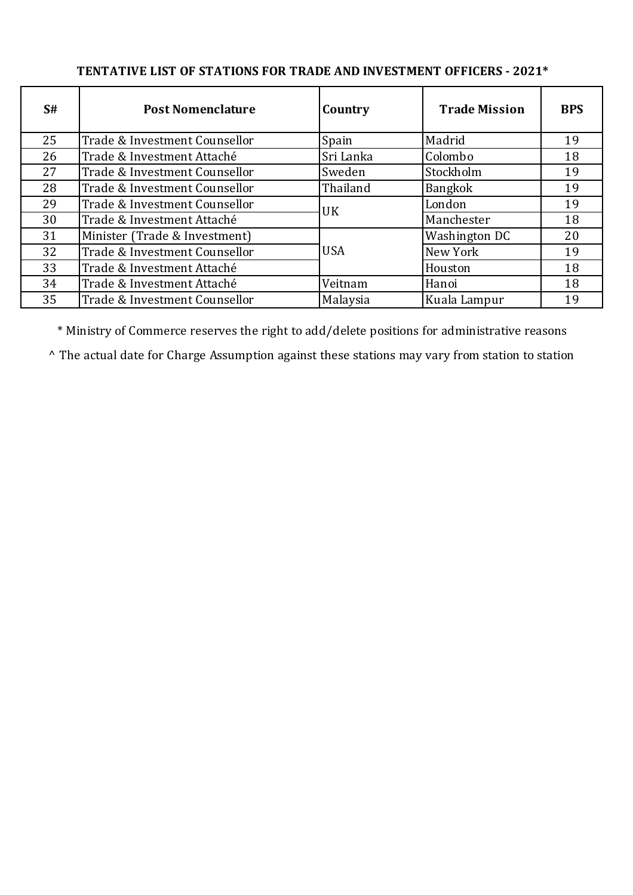**TENTATIVE LIST OF STATIONS FOR TRADE AND INVESTMENT OFFICERS - 2021***

| S# | Post Nomenclature | Country | Trade Mission | BPS |
|---|---|---|---|---|
| 25 | Trade & Investment Counsellor | Spain | Madrid | 19 |
| 26 | Trade & Investment Attaché | Sri Lanka | Colombo | 18 |
| 27 | Trade & Investment Counsellor | Sweden | Stockholm | 19 |
| 28 | Trade & Investment Counsellor | Thailand | Bangkok | 19 |
| 29 | Trade & Investment Counsellor | UK | London | 19 |
| 30 | Trade & Investment Attaché | | Manchester | 18 |
| 31 | Minister (Trade & Investment) | USA | Washington DC | 20 |
| 32 | Trade & Investment Counsellor | | New York | 19 |
| 33 | Trade & Investment Attaché | | Houston | 18 |
| 34 | Trade & Investment Attaché | Veitnam | Hanoi | 18 |
| 35 | Trade & Investment Counsellor | Malaysia | Kuala Lampur | 19 |

* Ministry of Commerce reserves the right to add/delete positions for administrative reasons

^ The actual date for Charge Assumption against these stations may vary from station to station